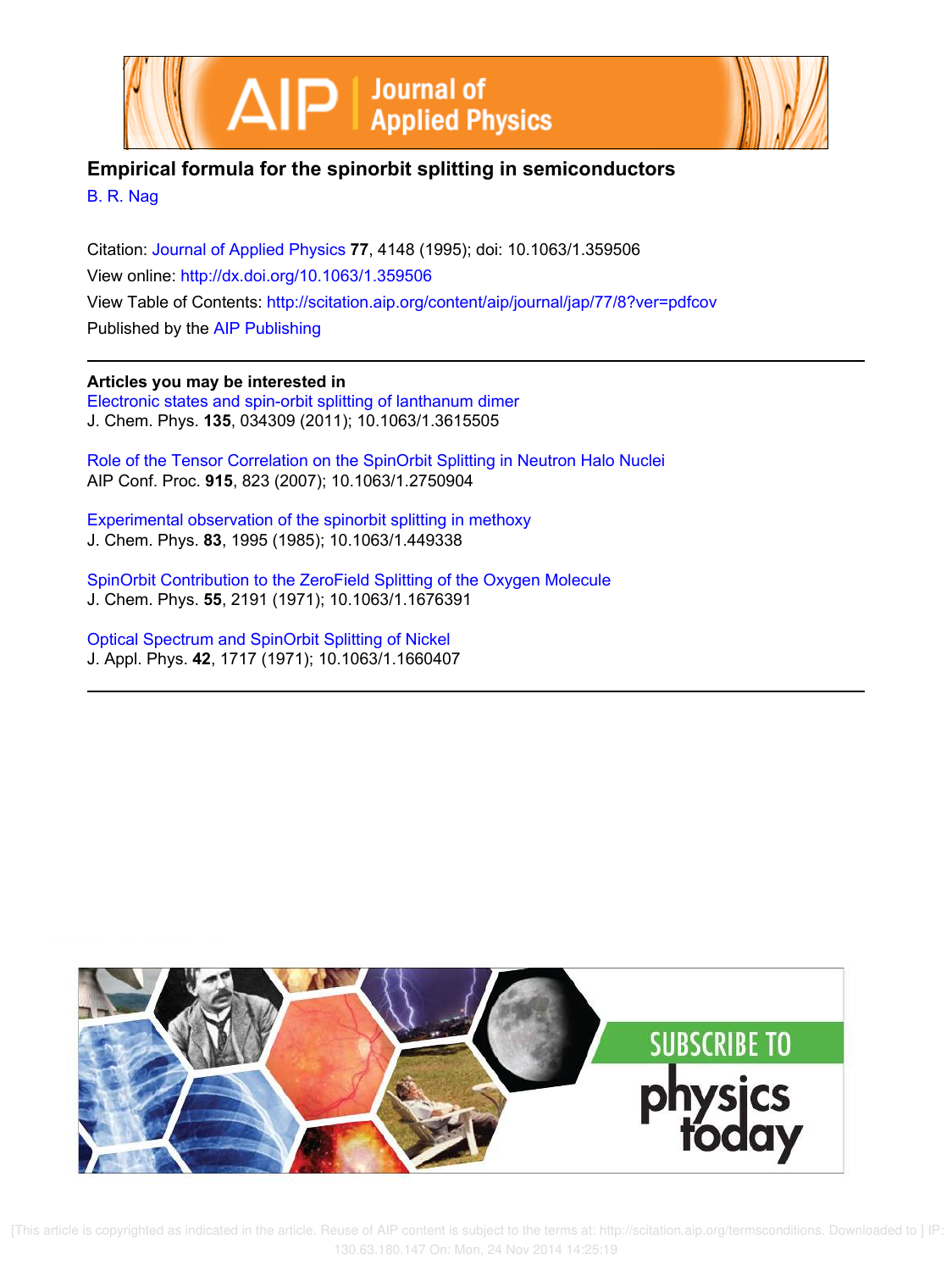# Empirical formula for the spinorbit splitting in semiconductors

B. R. Nag

Citation: Journal of Applied Physics **77**, 4148 (1995); doi: 10.1063/1.359506

View online: http://dx.doi.org/10.1063/1.359506

View Table of Contents: http://scitation.aip.org/content/aip/journal/jap/77/8?ver=pdfcov

Published by the AIP Publishing

**Articles you may be interested in**

Electronic states and spin-orbit splitting of lanthanum dimer
J. Chem. Phys. **135**, 034309 (2011); 10.1063/1.3615505

Role of the Tensor Correlation on the SpinOrbit Splitting in Neutron Halo Nuclei
AIP Conf. Proc. **915**, 823 (2007); 10.1063/1.2750904

Experimental observation of the spinorbit splitting in methoxy
J. Chem. Phys. **83**, 1995 (1985); 10.1063/1.449338

SpinOrbit Contribution to the ZeroField Splitting of the Oxygen Molecule
J. Chem. Phys. **55**, 2191 (1971); 10.1063/1.1676391

Optical Spectrum and SpinOrbit Splitting of Nickel
J. Appl. Phys. **42**, 1717 (1971); 10.1063/1.1660407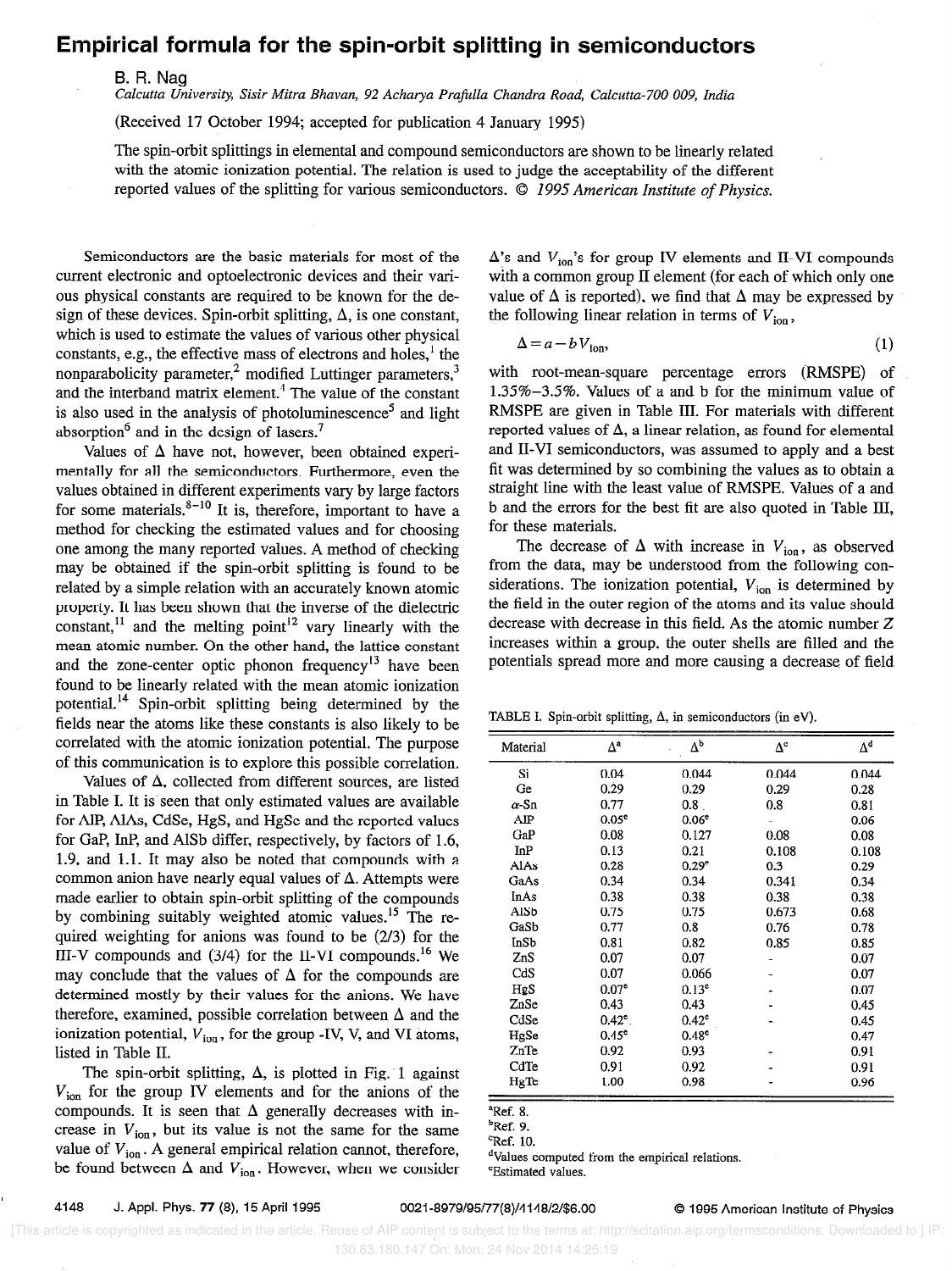# Empirical formula for the spin-orbit splitting in semiconductors

B. R. Nag

*Calcutta University, Sisir Mitra Bhavan, 92 Acharya Prafulla Chandra Road, Calcutta-700 009, India*

(Received 17 October 1994; accepted for publication 4 January 1995)

The spin-orbit splittings in elemental and compound semiconductors are shown to be linearly related with the atomic ionization potential. The relation is used to judge the acceptability of the different reported values of the splitting for various semiconductors. © *1995 American Institute of Physics.*

Semiconductors are the basic materials for most of the current electronic and optoelectronic devices and their various physical constants are required to be known for the design of these devices. Spin-orbit splitting, $\Delta$, is one constant, which is used to estimate the values of various other physical constants, e.g., the effective mass of electrons and holes,[1] the nonparabolicity parameter,[2] modified Luttinger parameters,[3] and the interband matrix element.[4] The value of the constant is also used in the analysis of photoluminescence[5] and light absorption[6] and in the design of lasers.[7]

Values of $\Delta$ have not, however, been obtained experimentally for all the semiconductors. Furthermore, even the values obtained in different experiments vary by large factors for some materials.[8–10] It is, therefore, important to have a method for checking the estimated values and for choosing one among the many reported values. A method of checking may be obtained if the spin-orbit splitting is found to be related by a simple relation with an accurately known atomic property. It has been shown that the inverse of the dielectric constant,[11] and the melting point[12] vary linearly with the mean atomic number. On the other hand, the lattice constant and the zone-center optic phonon frequency[13] have been found to be linearly related with the mean atomic ionization potential.[14] Spin-orbit splitting being determined by the fields near the atoms like these constants is also likely to be correlated with the atomic ionization potential. The purpose of this communication is to explore this possible correlation.

Values of $\Delta$, collected from different sources, are listed in Table I. It is seen that only estimated values are available for AlP, AlAs, CdSe, HgS, and HgSe and the reported values for GaP, InP, and AlSb differ, respectively, by factors of 1.6, 1.9, and 1.1. It may also be noted that compounds with a common anion have nearly equal values of $\Delta$. Attempts were made earlier to obtain spin-orbit splitting of the compounds by combining suitably weighted atomic values.[15] The required weighting for anions was found to be (2/3) for the III-V compounds and (3/4) for the II-VI compounds.[16] We may conclude that the values of $\Delta$ for the compounds are determined mostly by their values for the anions. We have therefore, examined, possible correlation between $\Delta$ and the ionization potential, $V_{ion}$, for the group -IV, V, and VI atoms, listed in Table II.

The spin-orbit splitting, $\Delta$, is plotted in Fig. 1 against $V_{ion}$ for the group IV elements and for the anions of the compounds. It is seen that $\Delta$ generally decreases with increase in $V_{ion}$, but its value is not the same for the same value of $V_{ion}$. A general empirical relation cannot, therefore, be found between $\Delta$ and $V_{ion}$. However, when we consider $\Delta$'s and $V_{ion}$'s for group IV elements and II-VI compounds with a common group II element (for each of which only one value of $\Delta$ is reported), we find that $\Delta$ may be expressed by the following linear relation in terms of $V_{ion}$,

$$\Delta = a - bV_{ion}, \tag{1}$$

with root-mean-square percentage errors (RMSPE) of 1.35%–3.5%. Values of a and b for the minimum value of RMSPE are given in Table III. For materials with different reported values of $\Delta$, a linear relation, as found for elemental and II-VI semiconductors, was assumed to apply and a best fit was determined by so combining the values as to obtain a straight line with the least value of RMSPE. Values of a and b and the errors for the best fit are also quoted in Table III, for these materials.

The decrease of $\Delta$ with increase in $V_{ion}$, as observed from the data, may be understood from the following considerations. The ionization potential, $V_{ion}$ is determined by the field in the outer region of the atoms and its value should decrease with decrease in this field. As the atomic number $Z$ increases within a group, the outer shells are filled and the potentials spread more and more causing a decrease of field

TABLE I. Spin-orbit splitting, $\Delta$, in semiconductors (in eV).

| Material | $\Delta$[a] | $\Delta$[b] | $\Delta$[c] | $\Delta$[d] |
|---|---|---|---|---|
| Si | 0.04 | 0.044 | 0.044 | 0.044 |
| Ge | 0.29 | 0.29 | 0.29 | 0.28 |
| $\alpha$-Sn | 0.77 | 0.8 | 0.8 | 0.81 |
| AlP | 0.05[e] | 0.06[e] | - | 0.06 |
| GaP | 0.08 | 0.127 | 0.08 | 0.08 |
| InP | 0.13 | 0.21 | 0.108 | 0.108 |
| AlAs | 0.28 | 0.29[e] | 0.3 | 0.29 |
| GaAs | 0.34 | 0.34 | 0.341 | 0.34 |
| InAs | 0.38 | 0.38 | 0.38 | 0.38 |
| AlSb | 0.75 | 0.75 | 0.673 | 0.68 |
| GaSb | 0.77 | 0.8 | 0.76 | 0.78 |
| InSb | 0.81 | 0.82 | 0.85 | 0.85 |
| ZnS | 0.07 | 0.07 | - | 0.07 |
| CdS | 0.07 | 0.066 | - | 0.07 |
| HgS | 0.07[e] | 0.13[e] | - | 0.07 |
| ZnSe | 0.43 | 0.43 | - | 0.45 |
| CdSe | 0.42[e] | 0.42[e] | - | 0.45 |
| HgSe | 0.45[e] | 0.48[e] | - | 0.47 |
| ZnTe | 0.92 | 0.93 | - | 0.91 |
| CdTe | 0.91 | 0.92 | - | 0.91 |
| HgTe | 1.00 | 0.98 | - | 0.96 |

[a]Ref. 8.
[b]Ref. 9.
[c]Ref. 10.
[d]Values computed from the empirical relations.
[e]Estimated values.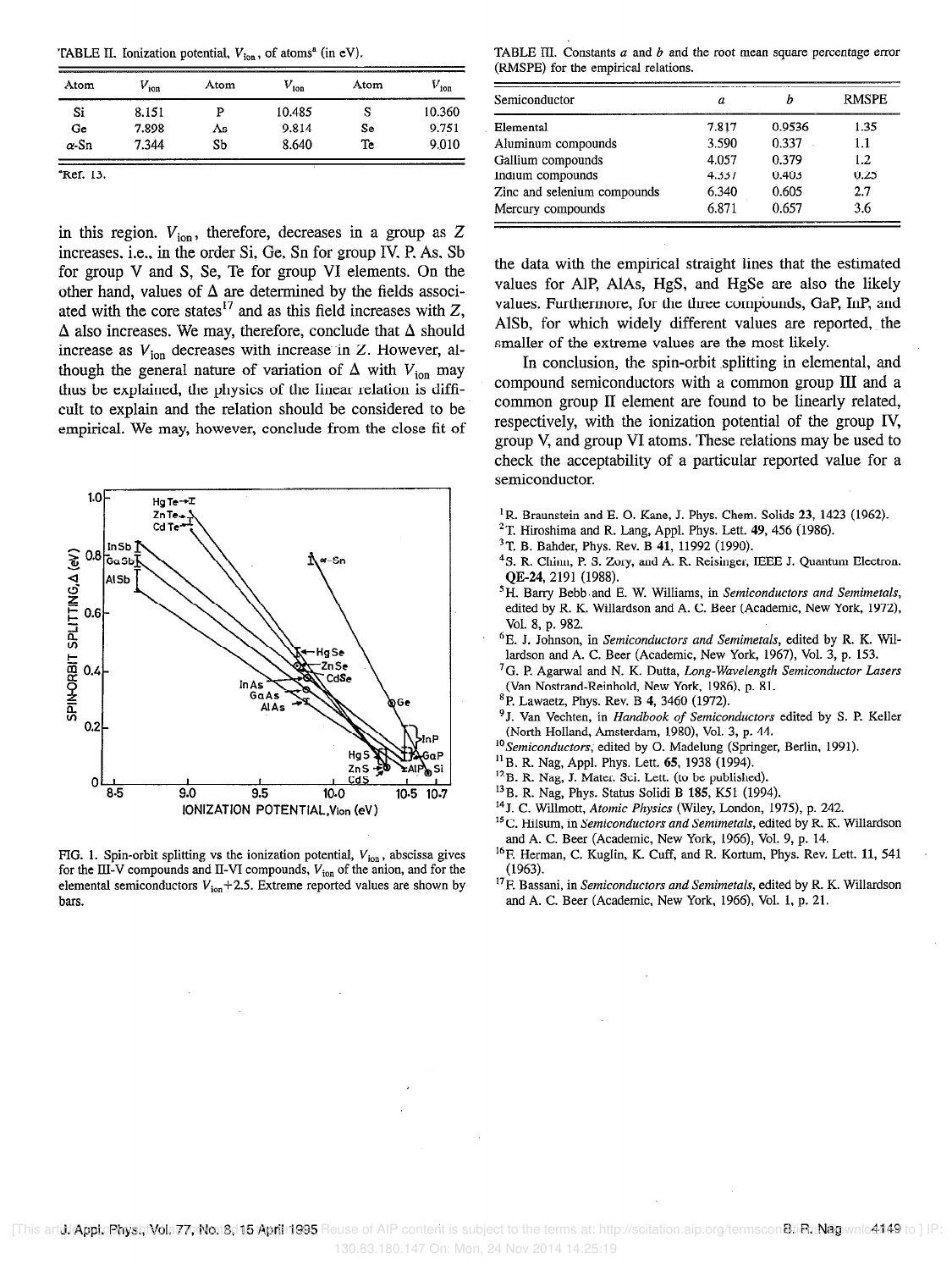TABLE II. Ionization potential, $V_{ion}$, of atoms[a] (in eV).

| Atom | $V_{ion}$ | Atom | $V_{ion}$ | Atom | $V_{ion}$ |
|---|---|---|---|---|---|
| Si | 8.151 | P | 10.485 | S | 10.360 |
| Ge | 7.898 | As | 9.814 | Se | 9.751 |
| α-Sn | 7.344 | Sb | 8.640 | Te | 9.010 |

[a]Ref. 13.

in this region. $V_{ion}$, therefore, decreases in a group as $Z$ increases, i.e., in the order Si, Ge, Sn for group IV, P, As, Sb for group V and S, Se, Te for group VI elements. On the other hand, values of $\Delta$ are determined by the fields associated with the core states[17] and as this field increases with $Z$, $\Delta$ also increases. We may, therefore, conclude that $\Delta$ should increase as $V_{ion}$ decreases with increase in $Z$. However, although the general nature of variation of $\Delta$ with $V_{ion}$ may thus be explained, the physics of the linear relation is difficult to explain and the relation should be considered to be empirical. We may, however, conclude from the close fit of the data with the empirical straight lines that the estimated values for AlP, AlAs, HgS, and HgSe are also the likely values. Furthermore, for the three compounds, GaP, InP, and AlSb, for which widely different values are reported, the smaller of the extreme values are the most likely.

1.0
0.8
0.6
0.4
0.2
0
SPIN-ORBIT SPLITTING, Δ (eV)
8.5
9.0
9.5
10.0
10.5
10.7
IONIZATION POTENTIAL, Vion (eV)
HgTe
ZnTe
CdTe
InSb
GaSb
AlSb
α-Sn
HgSe
ZnSe
CdSe
InAs
GaAs
AlAs
Ge
InP
GaP
HgS
ZnS
CdS
AlP
Si

FIG. 1. Spin-orbit splitting vs the ionization potential, $V_{ion}$, abscissa gives for the III-V compounds and II-VI compounds, $V_{ion}$ of the anion, and for the elemental semiconductors $V_{ion}+2.5$. Extreme reported values are shown by bars.

TABLE III. Constants $a$ and $b$ and the root mean square percentage error (RMSPE) for the empirical relations.

| Semiconductor | $a$ | $b$ | RMSPE |
|---|---|---|---|
| Elemental | 7.817 | 0.9536 | 1.35 |
| Aluminum compounds | 3.590 | 0.337 | 1.1 |
| Gallium compounds | 4.057 | 0.379 | 1.2 |
| Indium compounds | 4.337 | 0.403 | 0.25 |
| Zinc and selenium compounds | 6.340 | 0.605 | 2.7 |
| Mercury compounds | 6.871 | 0.657 | 3.6 |

In conclusion, the spin-orbit splitting in elemental, and compound semiconductors with a common group III and a common group II element are found to be linearly related, respectively, with the ionization potential of the group IV, group V, and group VI atoms. These relations may be used to check the acceptability of a particular reported value for a semiconductor.

[1] R. Braunstein and E. O. Kane, J. Phys. Chem. Solids **23**, 1423 (1962).
[2] T. Hiroshima and R. Lang, Appl. Phys. Lett. **49**, 456 (1986).
[3] T. B. Bahder, Phys. Rev. B **41**, 11992 (1990).
[4] S. R. Chinn, P. S. Zory, and A. R. Reisinger, IEEE J. Quantum Electron. **QE-24**, 2191 (1988).
[5] H. Barry Bebb and E. W. Williams, in *Semiconductors and Semimetals*, edited by R. K. Willardson and A. C. Beer (Academic, New York, 1972), Vol. 8, p. 982.
[6] E. J. Johnson, in *Semiconductors and Semimetals*, edited by R. K. Willardson and A. C. Beer (Academic, New York, 1967), Vol. 3, p. 153.
[7] G. P. Agarwal and N. K. Dutta, *Long-Wavelength Semiconductor Lasers* (Van Nostrand-Reinhold, New York, 1986), p. 81.
[8] P. Lawaetz, Phys. Rev. B **4**, 3460 (1972).
[9] J. Van Vechten, in *Handbook of Semiconductors* edited by S. P. Keller (North Holland, Amsterdam, 1980), Vol. 3, p. 44.
[10] *Semiconductors*, edited by O. Madelung (Springer, Berlin, 1991).
[11] B. R. Nag, Appl. Phys. Lett. **65**, 1938 (1994).
[12] B. R. Nag, J. Mater. Sci. Lett. (to be published).
[13] B. R. Nag, Phys. Status Solidi B **185**, K51 (1994).
[14] J. C. Willmott, *Atomic Physics* (Wiley, London, 1975), p. 242.
[15] C. Hilsum, in *Semiconductors and Semimetals*, edited by R. K. Willardson and A. C. Beer (Academic, New York, 1966), Vol. 9, p. 14.
[16] F. Herman, C. Kuglin, K. Cuff, and R. Kortum, Phys. Rev. Lett. **11**, 541 (1963).
[17] F. Bassani, in *Semiconductors and Semimetals*, edited by R. K. Willardson and A. C. Beer (Academic, New York, 1966), Vol. 1, p. 21.